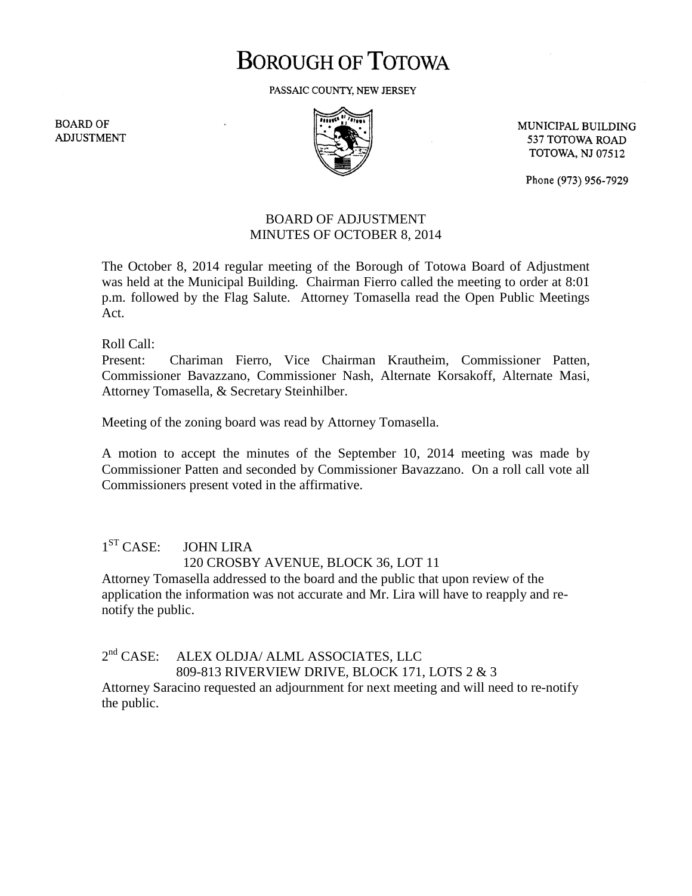# BOROUGH OF TOTOWA

PASSAIC COUNTY, NEW JERSEY

BOARD OF ADJUSTMENT

MUNICIPAL BUILDING
537 TOTOWA ROAD
TOTOWA, NJ 07512

Phone (973) 956-7929

BOARD OF ADJUSTMENT
MINUTES OF OCTOBER 8, 2014

The October 8, 2014 regular meeting of the Borough of Totowa Board of Adjustment was held at the Municipal Building. Chairman Fierro called the meeting to order at 8:01 p.m. followed by the Flag Salute. Attorney Tomasella read the Open Public Meetings Act.

Roll Call:
Present: Chariman Fierro, Vice Chairman Krautheim, Commissioner Patten, Commissioner Bavazzano, Commissioner Nash, Alternate Korsakoff, Alternate Masi, Attorney Tomasella, & Secretary Steinhilber.

Meeting of the zoning board was read by Attorney Tomasella.

A motion to accept the minutes of the September 10, 2014 meeting was made by Commissioner Patten and seconded by Commissioner Bavazzano. On a roll call vote all Commissioners present voted in the affirmative.

1ST CASE: JOHN LIRA
120 CROSBY AVENUE, BLOCK 36, LOT 11

Attorney Tomasella addressed to the board and the public that upon review of the application the information was not accurate and Mr. Lira will have to reapply and re-notify the public.

2nd CASE: ALEX OLDJA/ ALML ASSOCIATES, LLC
809-813 RIVERVIEW DRIVE, BLOCK 171, LOTS 2 & 3

Attorney Saracino requested an adjournment for next meeting and will need to re-notify the public.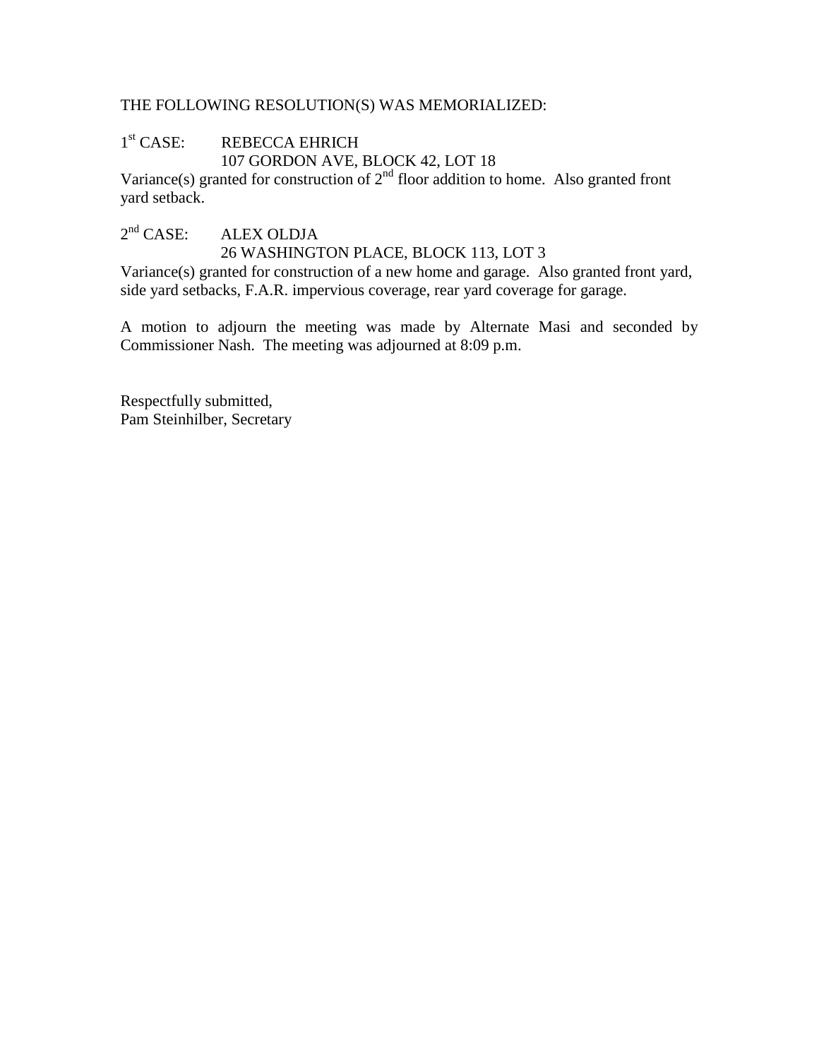THE FOLLOWING RESOLUTION(S) WAS MEMORIALIZED:

1st CASE: REBECCA EHRICH  
107 GORDON AVE, BLOCK 42, LOT 18  
Variance(s) granted for construction of 2nd floor addition to home. Also granted front yard setback.

2nd CASE: ALEX OLDJA  
26 WASHINGTON PLACE, BLOCK 113, LOT 3  
Variance(s) granted for construction of a new home and garage. Also granted front yard, side yard setbacks, F.A.R. impervious coverage, rear yard coverage for garage.

A motion to adjourn the meeting was made by Alternate Masi and seconded by Commissioner Nash. The meeting was adjourned at 8:09 p.m.

Respectfully submitted,  
Pam Steinhilber, Secretary